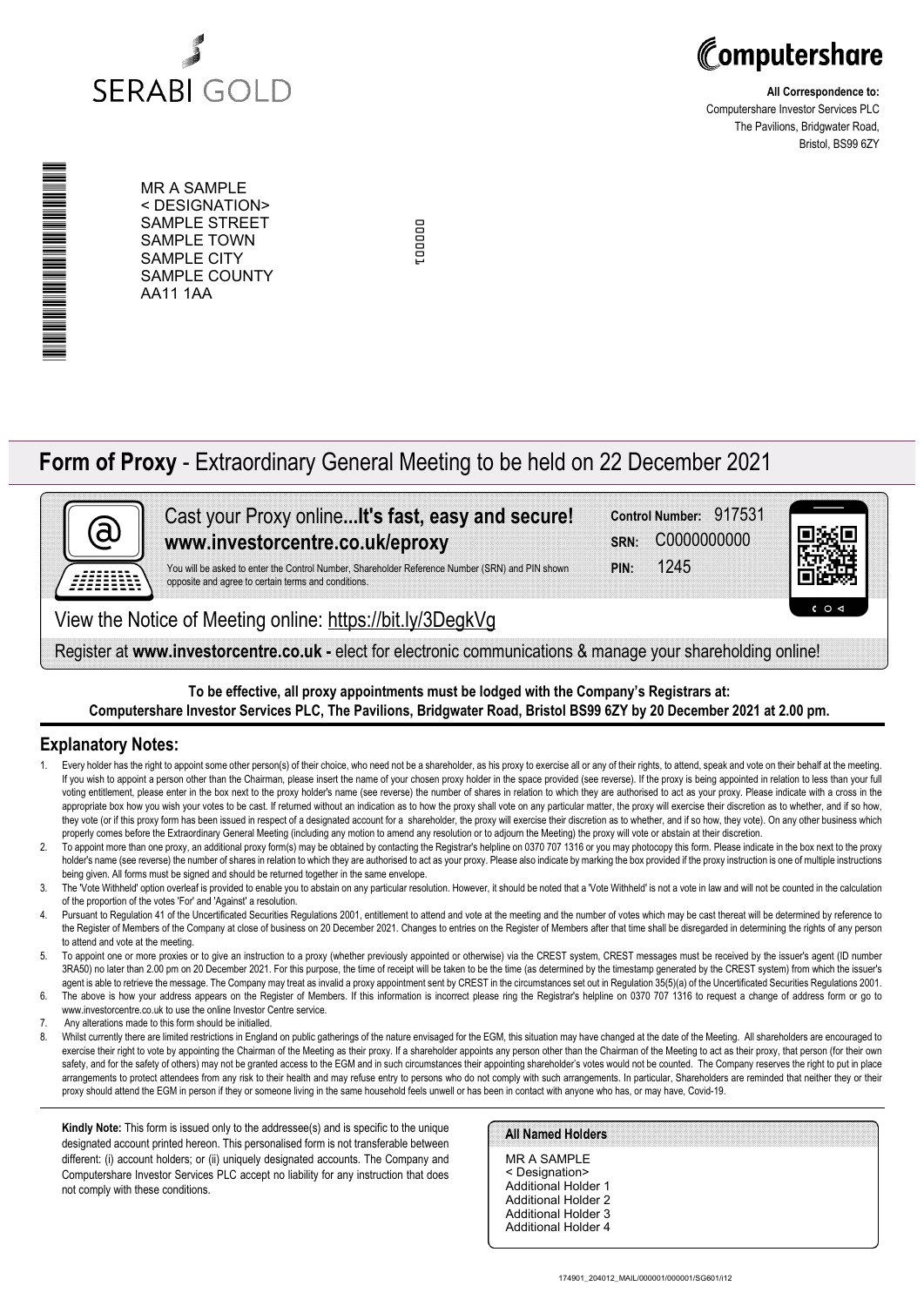SERABI GOLD

Computershare

**All Correspondence to:**
Computershare Investor Services PLC
The Pavilions, Bridgwater Road,
Bristol, BS99 6ZY

MR A SAMPLE
< DESIGNATION>
SAMPLE STREET
SAMPLE TOWN
SAMPLE CITY
SAMPLE COUNTY
AA11 1AA

000001

# **Form of Proxy** - Extraordinary General Meeting to be held on 22 December 2021

Cast your Proxy online**...It's fast, easy and secure!**
**www.investorcentre.co.uk/eproxy**

You will be asked to enter the Control Number, Shareholder Reference Number (SRN) and PIN shown opposite and agree to certain terms and conditions.

**Control Number:** 917531
**SRN:** C0000000000
**PIN:** 1245

View the Notice of Meeting online: https://bit.ly/3DegkVg

Register at **www.investorcentre.co.uk -** elect for electronic communications & manage your shareholding online!

**To be effective, all proxy appointments must be lodged with the Company's Registrars at:**
**Computershare Investor Services PLC, The Pavilions, Bridgwater Road, Bristol BS99 6ZY by 20 December 2021 at 2.00 pm.**

## Explanatory Notes:

1. Every holder has the right to appoint some other person(s) of their choice, who need not be a shareholder, as his proxy to exercise all or any of their rights, to attend, speak and vote on their behalf at the meeting. If you wish to appoint a person other than the Chairman, please insert the name of your chosen proxy holder in the space provided (see reverse). If the proxy is being appointed in relation to less than your full voting entitlement, please enter in the box next to the proxy holder's name (see reverse) the number of shares in relation to which they are authorised to act as your proxy. Please indicate with a cross in the appropriate box how you wish your votes to be cast. If returned without an indication as to how the proxy shall vote on any particular matter, the proxy will exercise their discretion as to whether, and if so how, they vote (or if this proxy form has been issued in respect of a designated account for a shareholder, the proxy will exercise their discretion as to whether, and if so how, they vote). On any other business which properly comes before the Extraordinary General Meeting (including any motion to amend any resolution or to adjourn the Meeting) the proxy will vote or abstain at their discretion.
2. To appoint more than one proxy, an additional proxy form(s) may be obtained by contacting the Registrar's helpline on 0370 707 1316 or you may photocopy this form. Please indicate in the box next to the proxy holder's name (see reverse) the number of shares in relation to which they are authorised to act as your proxy. Please also indicate by marking the box provided if the proxy instruction is one of multiple instructions being given. All forms must be signed and should be returned together in the same envelope.
3. The 'Vote Withheld' option overleaf is provided to enable you to abstain on any particular resolution. However, it should be noted that a 'Vote Withheld' is not a vote in law and will not be counted in the calculation of the proportion of the votes 'For' and 'Against' a resolution.
4. Pursuant to Regulation 41 of the Uncertificated Securities Regulations 2001, entitlement to attend and vote at the meeting and the number of votes which may be cast thereat will be determined by reference to the Register of Members of the Company at close of business on 20 December 2021. Changes to entries on the Register of Members after that time shall be disregarded in determining the rights of any person to attend and vote at the meeting.
5. To appoint one or more proxies or to give an instruction to a proxy (whether previously appointed or otherwise) via the CREST system, CREST messages must be received by the issuer's agent (ID number 3RA50) no later than 2.00 pm on 20 December 2021. For this purpose, the time of receipt will be taken to be the time (as determined by the timestamp generated by the CREST system) from which the issuer's agent is able to retrieve the message. The Company may treat as invalid a proxy appointment sent by CREST in the circumstances set out in Regulation 35(5)(a) of the Uncertificated Securities Regulations 2001.
6. The above is how your address appears on the Register of Members. If this information is incorrect please ring the Registrar's helpline on 0370 707 1316 to request a change of address form or go to www.investorcentre.co.uk to use the online Investor Centre service.
7. Any alterations made to this form should be initialled.
8. Whilst currently there are limited restrictions in England on public gatherings of the nature envisaged for the EGM, this situation may have changed at the date of the Meeting. All shareholders are encouraged to exercise their right to vote by appointing the Chairman of the Meeting as their proxy. If a shareholder appoints any person other than the Chairman of the Meeting to act as their proxy, that person (for their own safety, and for the safety of others) may not be granted access to the EGM and in such circumstances their appointing shareholder's votes would not be counted. The Company reserves the right to put in place arrangements to protect attendees from any risk to their health and may refuse entry to persons who do not comply with such arrangements. In particular, Shareholders are reminded that neither they or their proxy should attend the EGM in person if they or someone living in the same household feels unwell or has been in contact with anyone who has, or may have, Covid-19.

**Kindly Note:** This form is issued only to the addressee(s) and is specific to the unique designated account printed hereon. This personalised form is not transferable between different: (i) account holders; or (ii) uniquely designated accounts. The Company and Computershare Investor Services PLC accept no liability for any instruction that does not comply with these conditions.

**All Named Holders**

MR A SAMPLE
< Designation>
Additional Holder 1
Additional Holder 2
Additional Holder 3
Additional Holder 4

174901_204012_MAIL/000001/000001/SG601/i12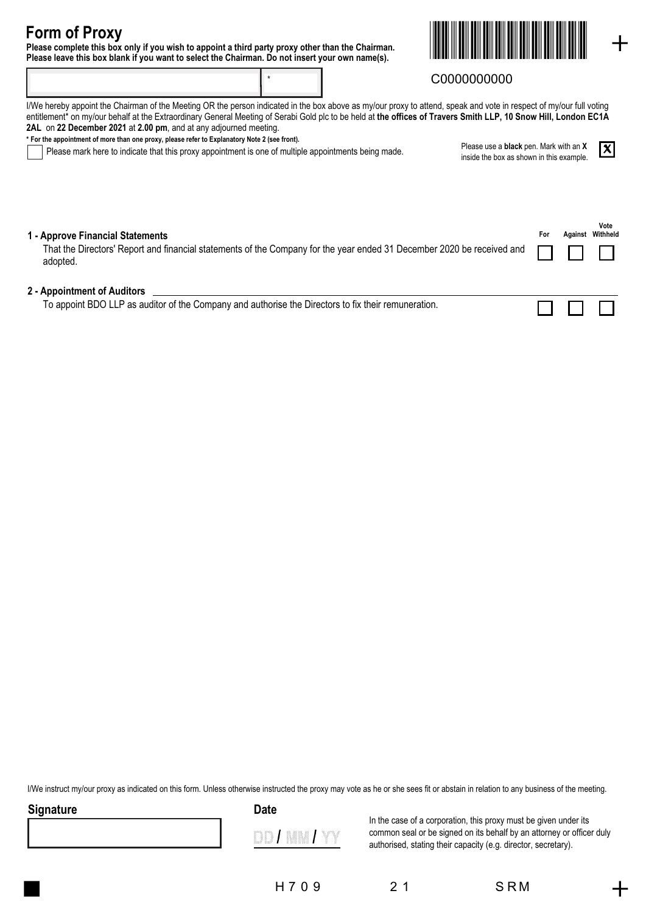# Form of Proxy

**Please complete this box only if you wish to appoint a third party proxy other than the Chairman.**
**Please leave this box blank if you want to select the Chairman. Do not insert your own name(s).**

| | * |
|---|---|
| | |

C0000000000

I/We hereby appoint the Chairman of the Meeting OR the person indicated in the box above as my/our proxy to attend, speak and vote in respect of my/our full voting entitlement* on my/our behalf at the Extraordinary General Meeting of Serabi Gold plc to be held at **the offices of Travers Smith LLP, 10 Snow Hill, London EC1A 2AL** on **22 December 2021** at **2.00 pm**, and at any adjourned meeting.

**\* For the appointment of more than one proxy, please refer to Explanatory Note 2 (see front).**

☐ Please mark here to indicate that this proxy appointment is one of multiple appointments being made.

Please use a **black** pen. Mark with an **X** inside the box as shown in this example. ☒

| | For | Against | Vote Withheld |
|---|---|---|---|
| **1 - Approve Financial Statements**<br>That the Directors' Report and financial statements of the Company for the year ended 31 December 2020 be received and adopted. | ☐ | ☐ | ☐ |
| **2 - Appointment of Auditors**<br>To appoint BDO LLP as auditor of the Company and authorise the Directors to fix their remuneration. | ☐ | ☐ | ☐ |

I/We instruct my/our proxy as indicated on this form. Unless otherwise instructed the proxy may vote as he or she sees fit or abstain in relation to any business of the meeting.

**Signature**

**Date**

DD / MM / YY

In the case of a corporation, this proxy must be given under its common seal or be signed on its behalf by an attorney or officer duly authorised, stating their capacity (e.g. director, secretary).

H709 21 SRM